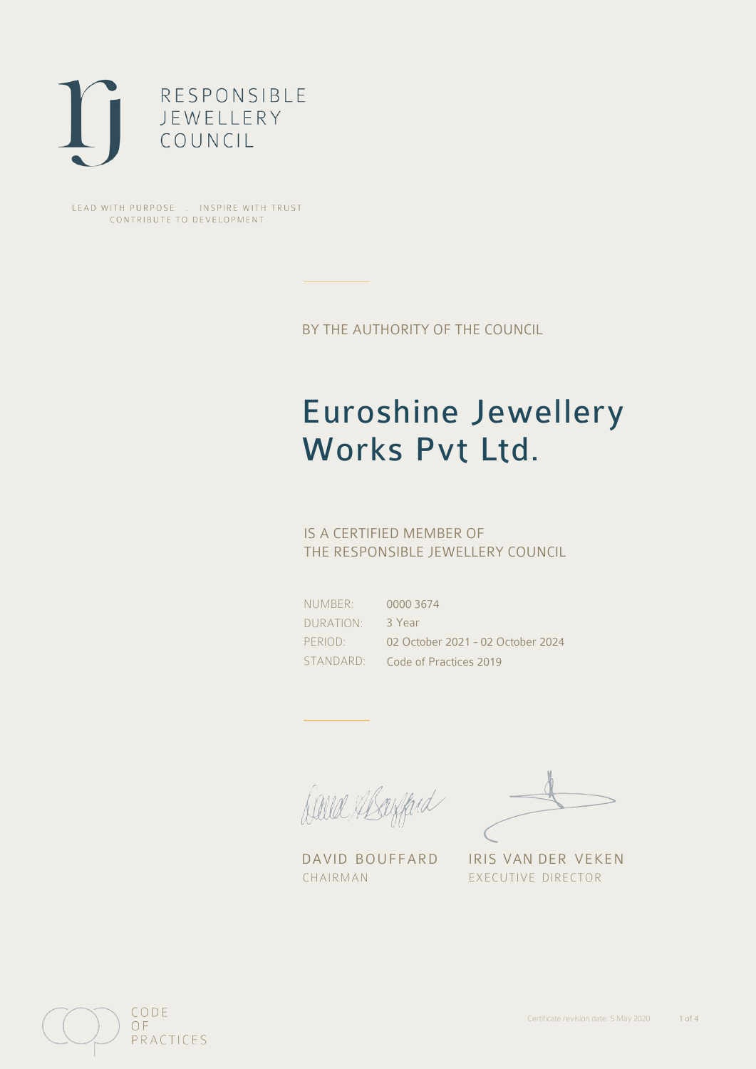RESPONSIBLE
JEWELLERY
COUNCIL

LEAD WITH PURPOSE . INSPIRE WITH TRUST
CONTRIBUTE TO DEVELOPMENT

BY THE AUTHORITY OF THE COUNCIL

# Euroshine Jewellery Works Pvt Ltd.

IS A CERTIFIED MEMBER OF
THE RESPONSIBLE JEWELLERY COUNCIL

| | |
|---|---|
| NUMBER: | 0000 3674 |
| DURATION: | 3 Year |
| PERIOD: | 02 October 2021 - 02 October 2024 |
| STANDARD: | Code of Practices 2019 |

DAVID BOUFFARD
CHAIRMAN

IRIS VAN DER VEKEN
EXECUTIVE DIRECTOR

CODE
OF
PRACTICES

Certificate revision date: 5 May 2020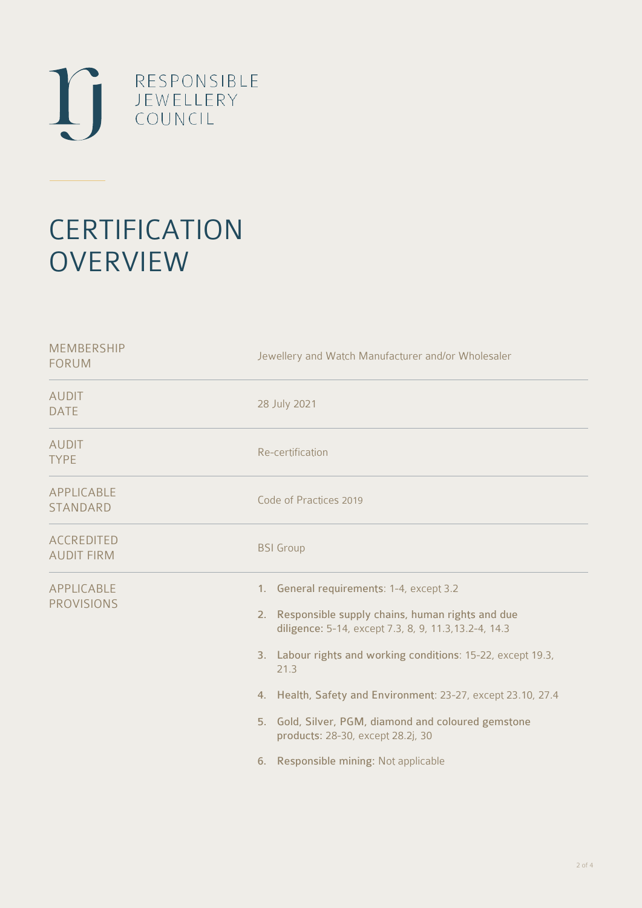RESPONSIBLE JEWELLERY COUNCIL

# CERTIFICATION OVERVIEW

| | |
|---|---|
| MEMBERSHIP FORUM | Jewellery and Watch Manufacturer and/or Wholesaler |
| AUDIT DATE | 28 July 2021 |
| AUDIT TYPE | Re-certification |
| APPLICABLE STANDARD | Code of Practices 2019 |
| ACCREDITED AUDIT FIRM | BSI Group |
| APPLICABLE PROVISIONS | 1. **General requirements**: 1-4, except 3.2<br>2. **Responsible supply chains, human rights and due diligence**: 5-14, except 7.3, 8, 9, 11.3,13.2-4, 14.3<br>3. **Labour rights and working conditions**: 15-22, except 19.3, 21.3<br>4. **Health, Safety and Environment**: 23-27, except 23.10, 27.4<br>5. **Gold, Silver, PGM, diamond and coloured gemstone products**: 28-30, except 28.2j, 30<br>6. **Responsible mining**: Not applicable |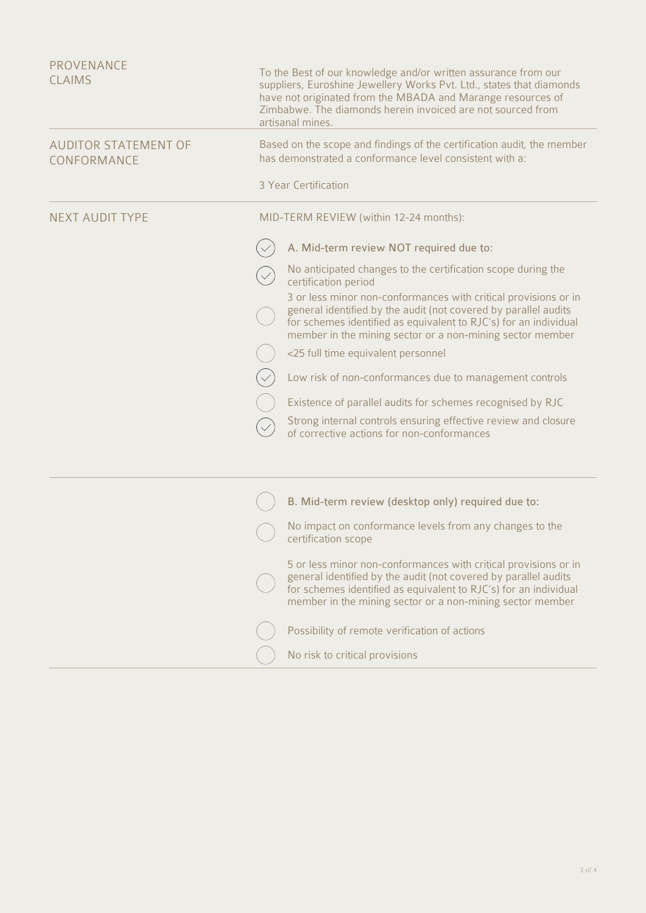| | |
|---|---|
| PROVENANCE CLAIMS | To the Best of our knowledge and/or written assurance from our suppliers, Euroshine Jewellery Works Pvt. Ltd., states that diamonds have not originated from the MBADA and Marange resources of Zimbabwe. The diamonds herein invoiced are not sourced from artisanal mines. |
| AUDITOR STATEMENT OF CONFORMANCE | Based on the scope and findings of the certification audit, the member has demonstrated a conformance level consistent with a:<br><br>3 Year Certification |
| NEXT AUDIT TYPE | MID-TERM REVIEW (within 12-24 months): |

- [x] A. Mid-term review NOT required due to:
- [x] No anticipated changes to the certification scope during the certification period
- [ ] 3 or less minor non-conformances with critical provisions or in general identified by the audit (not covered by parallel audits for schemes identified as equivalent to RJC's) for an individual member in the mining sector or a non-mining sector member
- [ ] <25 full time equivalent personnel
- [x] Low risk of non-conformances due to management controls
- [ ] Existence of parallel audits for schemes recognised by RJC
- [x] Strong internal controls ensuring effective review and closure of corrective actions for non-conformances

---

- [ ] B. Mid-term review (desktop only) required due to:
- [ ] No impact on conformance levels from any changes to the certification scope
- [ ] 5 or less minor non-conformances with critical provisions or in general identified by the audit (not covered by parallel audits for schemes identified as equivalent to RJC's) for an individual member in the mining sector or a non-mining sector member
- [ ] Possibility of remote verification of actions
- [ ] No risk to critical provisions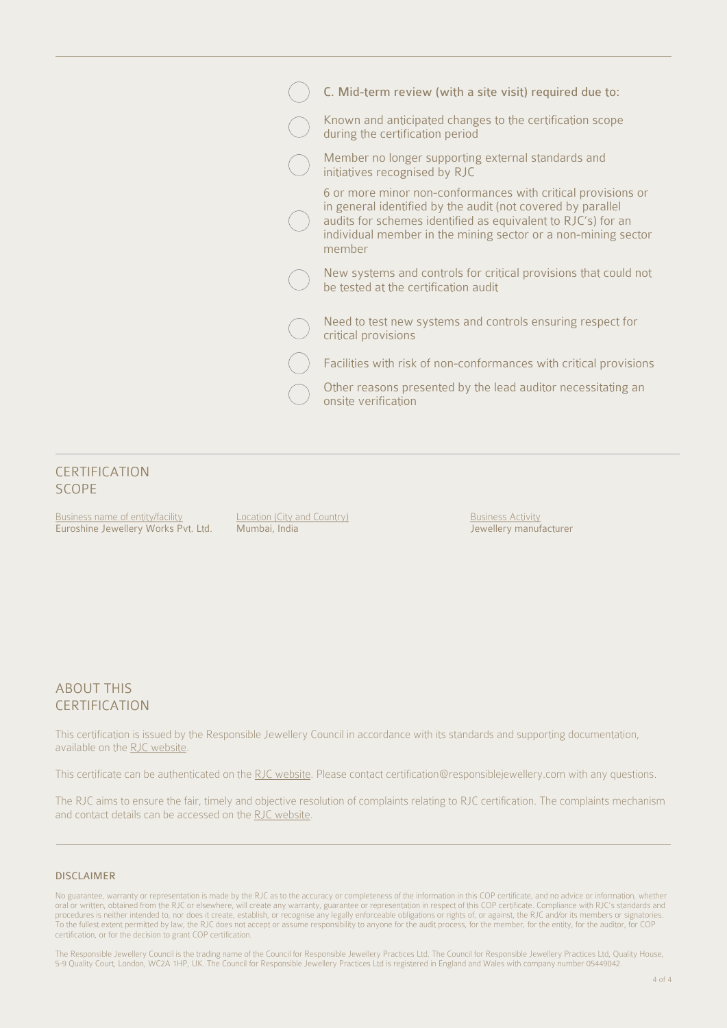- C. Mid-term review (with a site visit) required due to:
- Known and anticipated changes to the certification scope during the certification period
- Member no longer supporting external standards and initiatives recognised by RJC
- 6 or more minor non-conformances with critical provisions or in general identified by the audit (not covered by parallel audits for schemes identified as equivalent to RJC's) for an individual member in the mining sector or a non-mining sector member
- New systems and controls for critical provisions that could not be tested at the certification audit
- Need to test new systems and controls ensuring respect for critical provisions
- Facilities with risk of non-conformances with critical provisions
- Other reasons presented by the lead auditor necessitating an onsite verification

## CERTIFICATION SCOPE

| Business name of entity/facility | Location (City and Country) | Business Activity |
| --- | --- | --- |
| Euroshine Jewellery Works Pvt. Ltd. | Mumbai, India | Jewellery manufacturer |

## ABOUT THIS CERTIFICATION

This certification is issued by the Responsible Jewellery Council in accordance with its standards and supporting documentation, available on the RJC website.

This certificate can be authenticated on the RJC website. Please contact certification@responsiblejewellery.com with any questions.

The RJC aims to ensure the fair, timely and objective resolution of complaints relating to RJC certification. The complaints mechanism and contact details can be accessed on the RJC website.

#### DISCLAIMER

No guarantee, warranty or representation is made by the RJC as to the accuracy or completeness of the information in this COP certificate, and no advice or information, whether oral or written, obtained from the RJC or elsewhere, will create any warranty, guarantee or representation in respect of this COP certificate. Compliance with RJC's standards and procedures is neither intended to, nor does it create, establish, or recognise any legally enforceable obligations or rights of, or against, the RJC and/or its members or signatories. To the fullest extent permitted by law, the RJC does not accept or assume responsibility to anyone for the audit process, for the member, for the entity, for the auditor, for COP certification, or for the decision to grant COP certification.

The Responsible Jewellery Council is the trading name of the Council for Responsible Jewellery Practices Ltd. The Council for Responsible Jewellery Practices Ltd, Quality House, 5-9 Quality Court, London, WC2A 1HP, UK. The Council for Responsible Jewellery Practices Ltd is registered in England and Wales with company number 05449042.